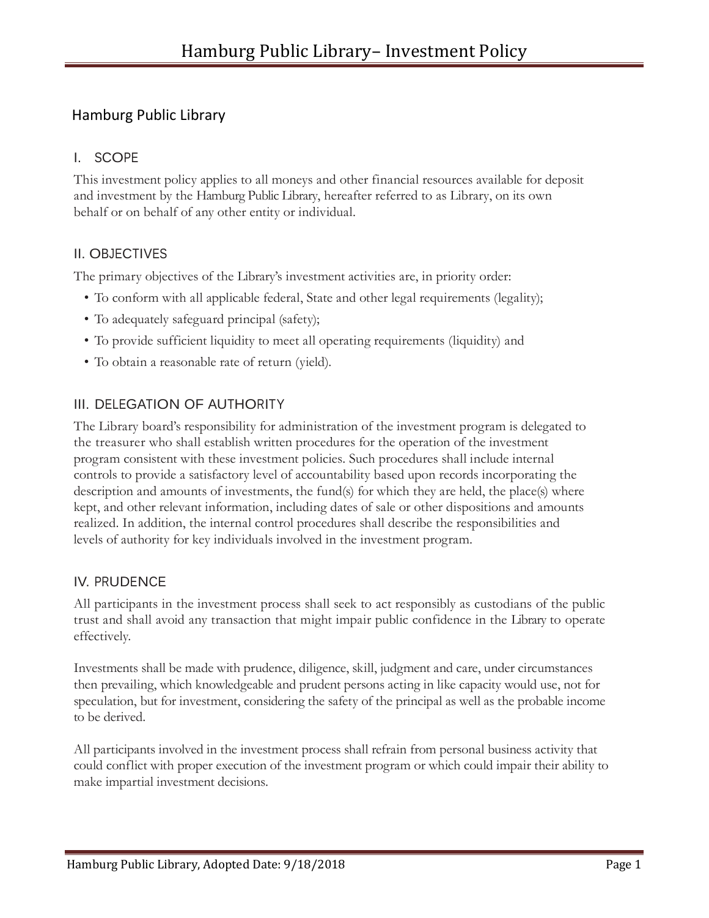# Hamburg Public Library

## I. SCOPE

This investment policy applies to all moneys and other financial resources available for deposit and investment by the Hamburg Public Library, hereafter referred to as Library, on its own behalf or on behalf of any other entity or individual.

## II. OBJECTIVES

The primary objectives of the Library's investment activities are, in priority order:

- To conform with all applicable federal, State and other legal requirements (legality);
- To adequately safeguard principal (safety);
- To provide sufficient liquidity to meet all operating requirements (liquidity) and
- To obtain a reasonable rate of return (yield).

## III. DELEGATION OF AUTHORITY

The Library board's responsibility for administration of the investment program is delegated to the treasurer who shall establish written procedures for the operation of the investment program consistent with these investment policies. Such procedures shall include internal controls to provide a satisfactory level of accountability based upon records incorporating the description and amounts of investments, the fund(s) for which they are held, the place(s) where kept, and other relevant information, including dates of sale or other dispositions and amounts realized. In addition, the internal control procedures shall describe the responsibilities and levels of authority for key individuals involved in the investment program.

## IV. PRUDENCE

All participants in the investment process shall seek to act responsibly as custodians of the public trust and shall avoid any transaction that might impair public confidence in the Library to operate effectively.

Investments shall be made with prudence, diligence, skill, judgment and care, under circumstances then prevailing, which knowledgeable and prudent persons acting in like capacity would use, not for speculation, but for investment, considering the safety of the principal as well as the probable income to be derived.

All participants involved in the investment process shall refrain from personal business activity that could conflict with proper execution of the investment program or which could impair their ability to make impartial investment decisions.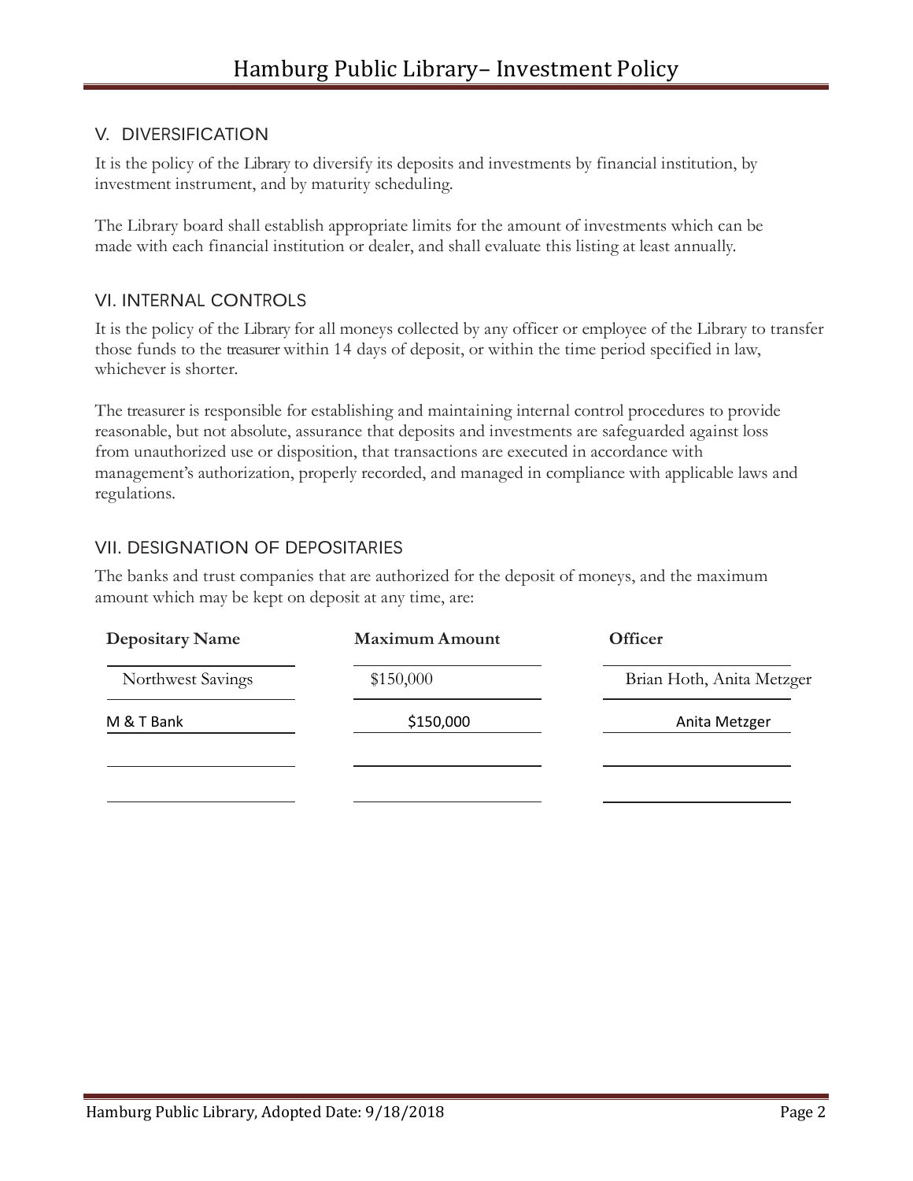## V. DIVERSIFICATION

It is the policy of the Library to diversify its deposits and investments by financial institution, by investment instrument, and by maturity scheduling.

The Library board shall establish appropriate limits for the amount of investments which can be made with each financial institution or dealer, and shall evaluate this listing at least annually.

## VI. INTERNAL CONTROLS

It is the policy of the Library for all moneys collected by any officer or employee of the Library to transfer those funds to the treasurer within 14 days of deposit, or within the time period specified in law, whichever is shorter.

The treasurer is responsible for establishing and maintaining internal control procedures to provide reasonable, but not absolute, assurance that deposits and investments are safeguarded against loss from unauthorized use or disposition, that transactions are executed in accordance with management's authorization, properly recorded, and managed in compliance with applicable laws and regulations.

## VII. DESIGNATION OF DEPOSITARIES

The banks and trust companies that are authorized for the deposit of moneys, and the maximum amount which may be kept on deposit at any time, are:

| Depositary Name | Maximum Amount | Officer |
| --- | --- | --- |
| Northwest Savings | $150,000 | Brian Hoth, Anita Metzger |
| M & T Bank | $150,000 | Anita Metzger |
| | | |
| | | |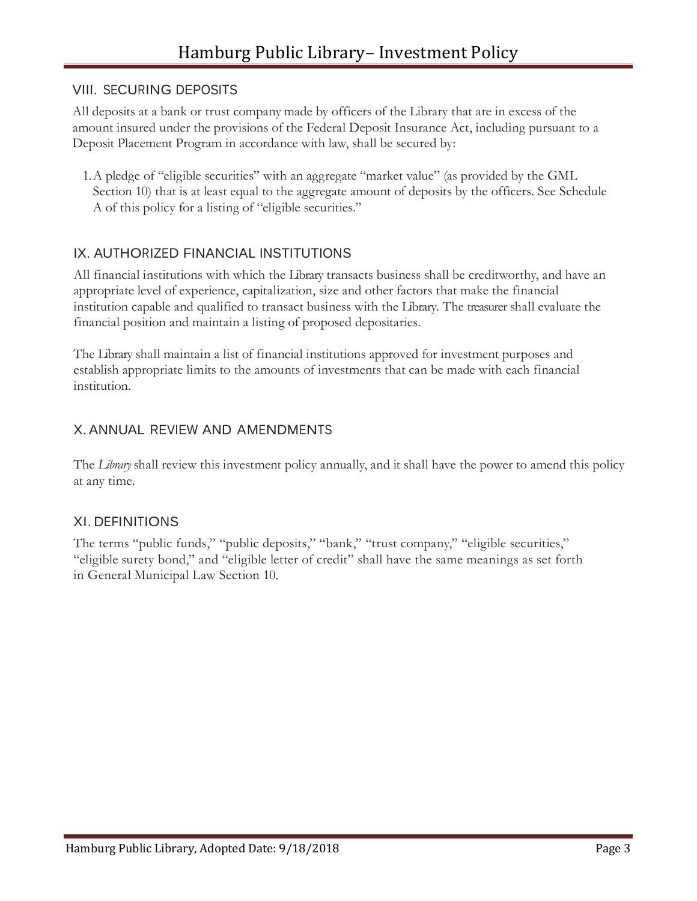## VIII. SECURING DEPOSITS

All deposits at a bank or trust company made by officers of the Library that are in excess of the amount insured under the provisions of the Federal Deposit Insurance Act, including pursuant to a Deposit Placement Program in accordance with law, shall be secured by:

1. A pledge of "eligible securities" with an aggregate "market value" (as provided by the GML Section 10) that is at least equal to the aggregate amount of deposits by the officers. See Schedule A of this policy for a listing of "eligible securities."

## IX. AUTHORIZED FINANCIAL INSTITUTIONS

All financial institutions with which the Library transacts business shall be creditworthy, and have an appropriate level of experience, capitalization, size and other factors that make the financial institution capable and qualified to transact business with the Library. The treasurer shall evaluate the financial position and maintain a listing of proposed depositaries.

The Library shall maintain a list of financial institutions approved for investment purposes and establish appropriate limits to the amounts of investments that can be made with each financial institution.

## X. ANNUAL REVIEW AND AMENDMENTS

The *Library* shall review this investment policy annually, and it shall have the power to amend this policy at any time.

## XI. DEFINITIONS

The terms "public funds," "public deposits," "bank," "trust company," "eligible securities," "eligible surety bond," and "eligible letter of credit" shall have the same meanings as set forth in General Municipal Law Section 10.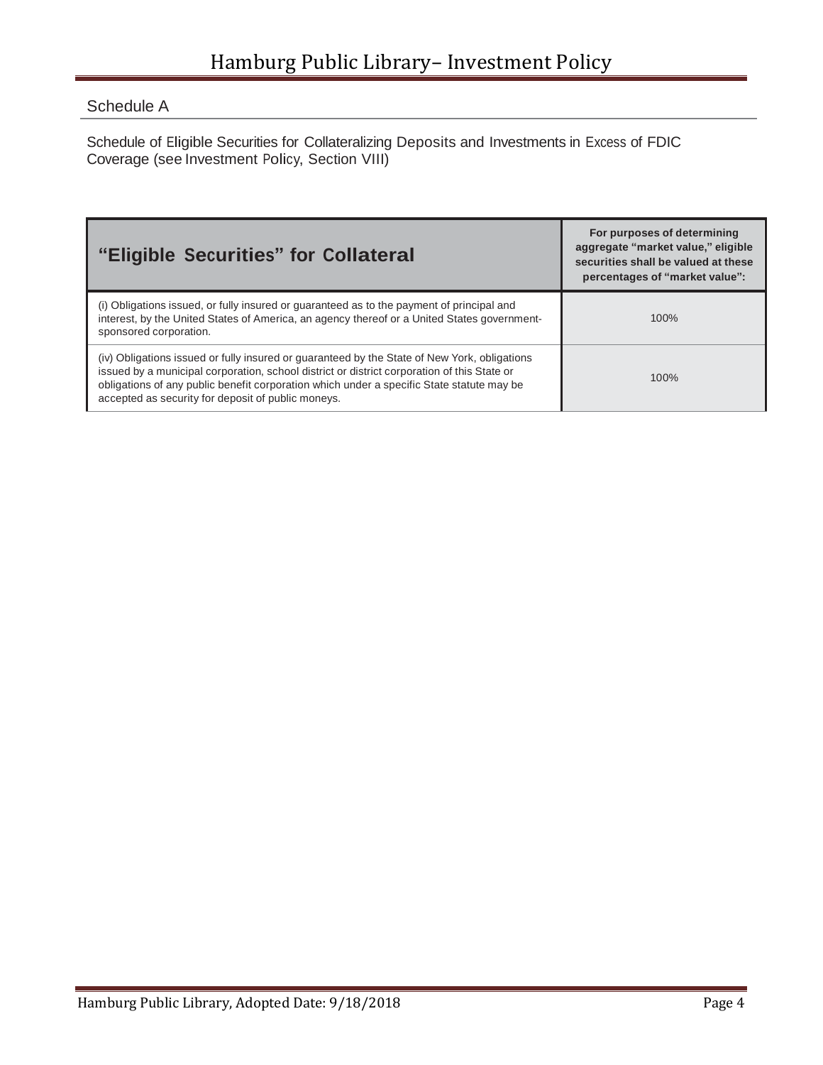## Schedule A

Schedule of Eligible Securities for Collateralizing Deposits and Investments in Excess of FDIC Coverage (see Investment Policy, Section VIII)

| **"Eligible Securities" for Collateral** | **For purposes of determining aggregate "market value," eligible securities shall be valued at these percentages of "market value":** |
|---|---|
| (i) Obligations issued, or fully insured or guaranteed as to the payment of principal and interest, by the United States of America, an agency thereof or a United States government-sponsored corporation. | 100% |
| (iv) Obligations issued or fully insured or guaranteed by the State of New York, obligations issued by a municipal corporation, school district or district corporation of this State or obligations of any public benefit corporation which under a specific State statute may be accepted as security for deposit of public moneys. | 100% |